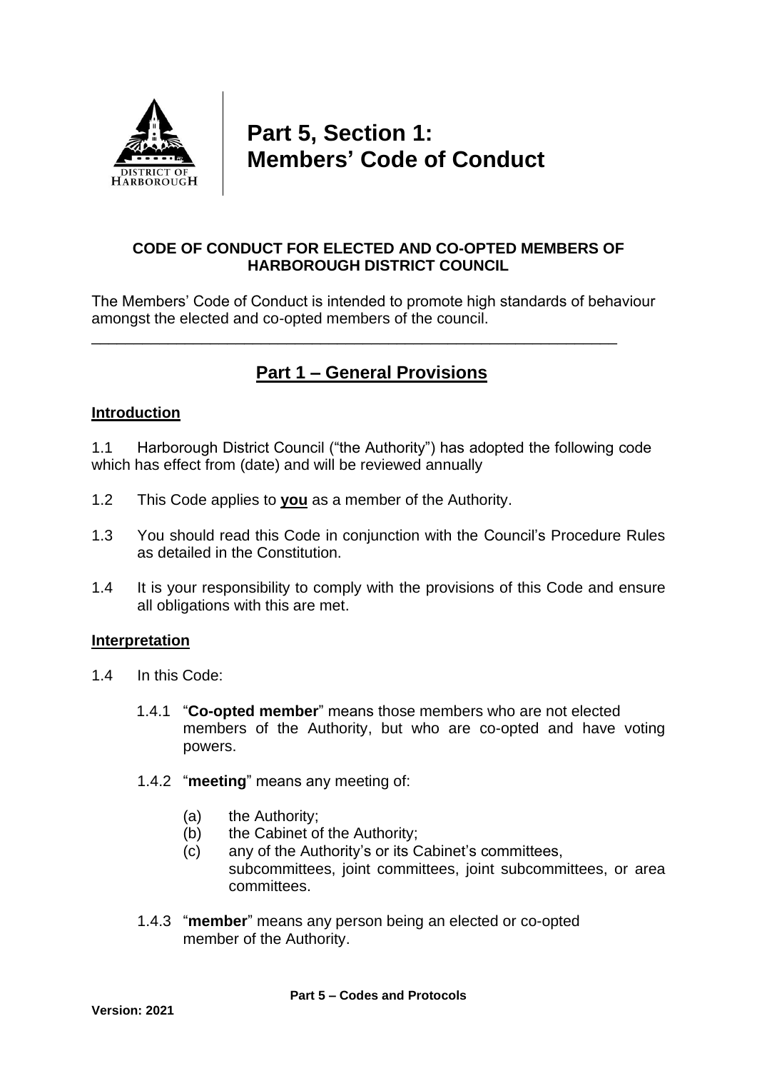# Part 5, Section 1: Members' Code of Conduct

**CODE OF CONDUCT FOR ELECTED AND CO-OPTED MEMBERS OF HARBOROUGH DISTRICT COUNCIL**

The Members' Code of Conduct is intended to promote high standards of behaviour amongst the elected and co-opted members of the council.

---

## Part 1 – General Provisions

### Introduction

1.1 Harborough District Council ("the Authority") has adopted the following code which has effect from (date) and will be reviewed annually

1.2 This Code applies to **you** as a member of the Authority.

1.3 You should read this Code in conjunction with the Council's Procedure Rules as detailed in the Constitution.

1.4 It is your responsibility to comply with the provisions of this Code and ensure all obligations with this are met.

### Interpretation

1.4 In this Code:

1.4.1 "**Co-opted member**" means those members who are not elected members of the Authority, but who are co-opted and have voting powers.

1.4.2 "**meeting**" means any meeting of:

- (a) the Authority;
- (b) the Cabinet of the Authority;
- (c) any of the Authority's or its Cabinet's committees, subcommittees, joint committees, joint subcommittees, or area committees.

1.4.3 "**member**" means any person being an elected or co-opted member of the Authority.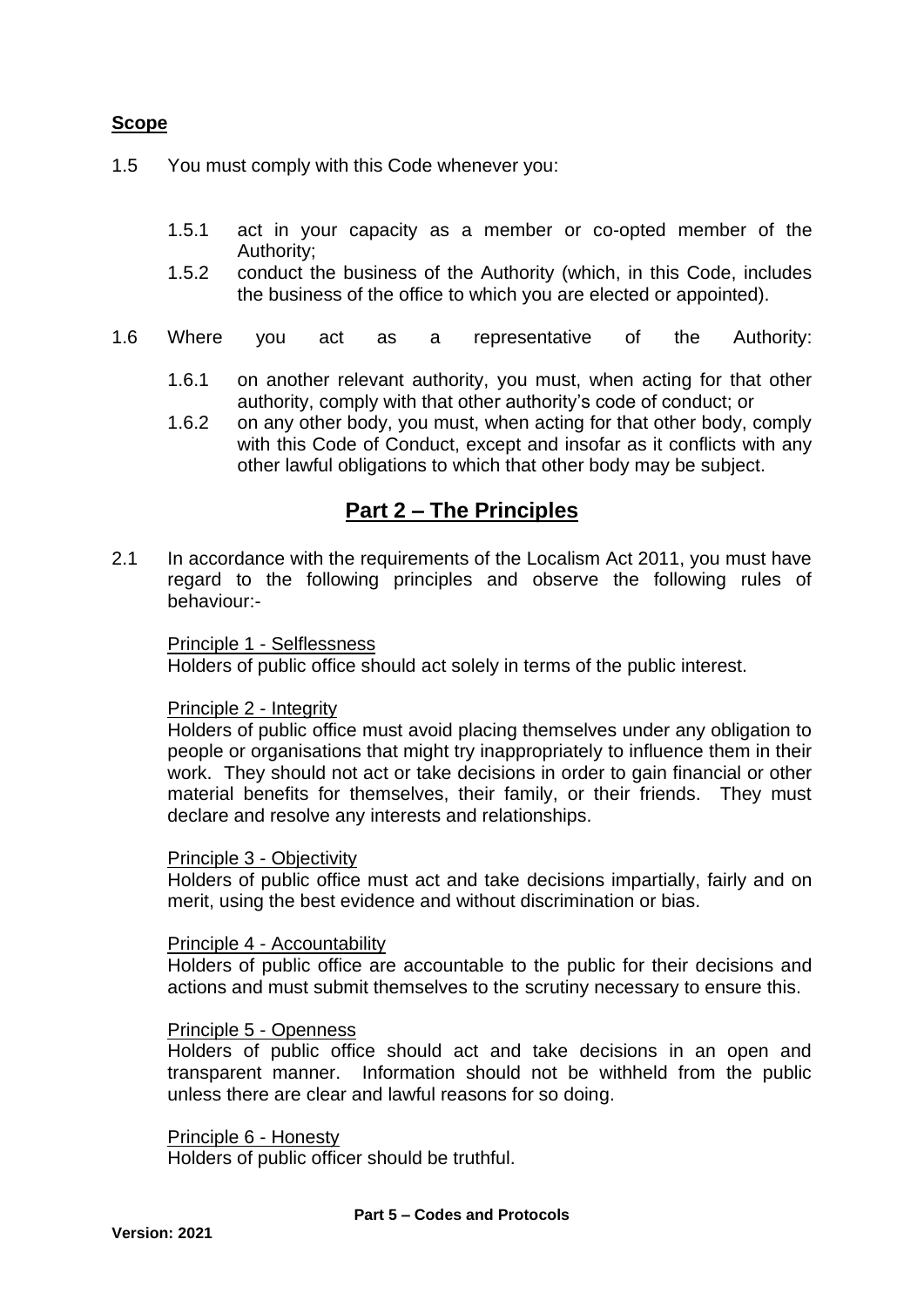**Scope**

1.5 You must comply with this Code whenever you:

1.5.1 act in your capacity as a member or co-opted member of the Authority;

1.5.2 conduct the business of the Authority (which, in this Code, includes the business of the office to which you are elected or appointed).

1.6 Where you act as a representative of the Authority:

1.6.1 on another relevant authority, you must, when acting for that other authority, comply with that other authority's code of conduct; or

1.6.2 on any other body, you must, when acting for that other body, comply with this Code of Conduct, except and insofar as it conflicts with any other lawful obligations to which that other body may be subject.

## Part 2 – The Principles

2.1 In accordance with the requirements of the Localism Act 2011, you must have regard to the following principles and observe the following rules of behaviour:-

Principle 1 - Selflessness
Holders of public office should act solely in terms of the public interest.

Principle 2 - Integrity
Holders of public office must avoid placing themselves under any obligation to people or organisations that might try inappropriately to influence them in their work. They should not act or take decisions in order to gain financial or other material benefits for themselves, their family, or their friends. They must declare and resolve any interests and relationships.

Principle 3 - Objectivity
Holders of public office must act and take decisions impartially, fairly and on merit, using the best evidence and without discrimination or bias.

Principle 4 - Accountability
Holders of public office are accountable to the public for their decisions and actions and must submit themselves to the scrutiny necessary to ensure this.

Principle 5 - Openness
Holders of public office should act and take decisions in an open and transparent manner. Information should not be withheld from the public unless there are clear and lawful reasons for so doing.

Principle 6 - Honesty
Holders of public officer should be truthful.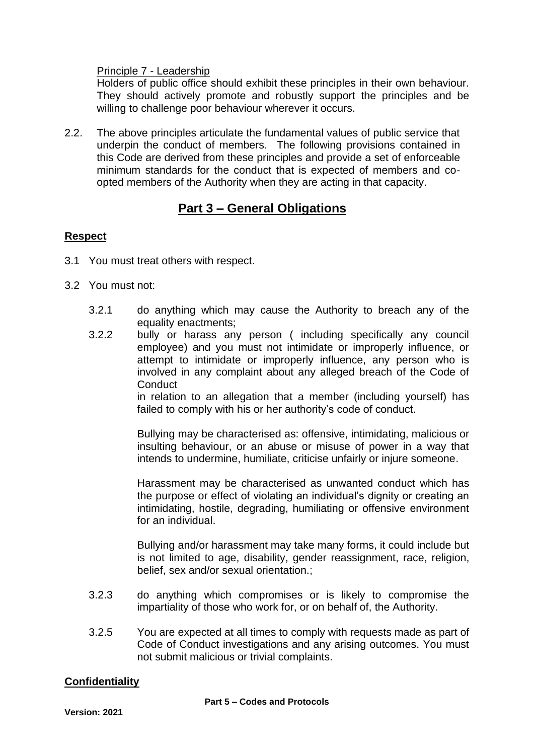Principle 7 - Leadership

Holders of public office should exhibit these principles in their own behaviour. They should actively promote and robustly support the principles and be willing to challenge poor behaviour wherever it occurs.

2.2. The above principles articulate the fundamental values of public service that underpin the conduct of members. The following provisions contained in this Code are derived from these principles and provide a set of enforceable minimum standards for the conduct that is expected of members and co-opted members of the Authority when they are acting in that capacity.

## Part 3 – General Obligations

### Respect

3.1 You must treat others with respect.

3.2 You must not:

3.2.1 do anything which may cause the Authority to breach any of the equality enactments;

3.2.2 bully or harass any person ( including specifically any council employee) and you must not intimidate or improperly influence, or attempt to intimidate or improperly influence, any person who is involved in any complaint about any alleged breach of the Code of Conduct
in relation to an allegation that a member (including yourself) has failed to comply with his or her authority's code of conduct.

Bullying may be characterised as: offensive, intimidating, malicious or insulting behaviour, or an abuse or misuse of power in a way that intends to undermine, humiliate, criticise unfairly or injure someone.

Harassment may be characterised as unwanted conduct which has the purpose or effect of violating an individual's dignity or creating an intimidating, hostile, degrading, humiliating or offensive environment for an individual.

Bullying and/or harassment may take many forms, it could include but is not limited to age, disability, gender reassignment, race, religion, belief, sex and/or sexual orientation.;

3.2.3 do anything which compromises or is likely to compromise the impartiality of those who work for, or on behalf of, the Authority.

3.2.5 You are expected at all times to comply with requests made as part of Code of Conduct investigations and any arising outcomes. You must not submit malicious or trivial complaints.

### Confidentiality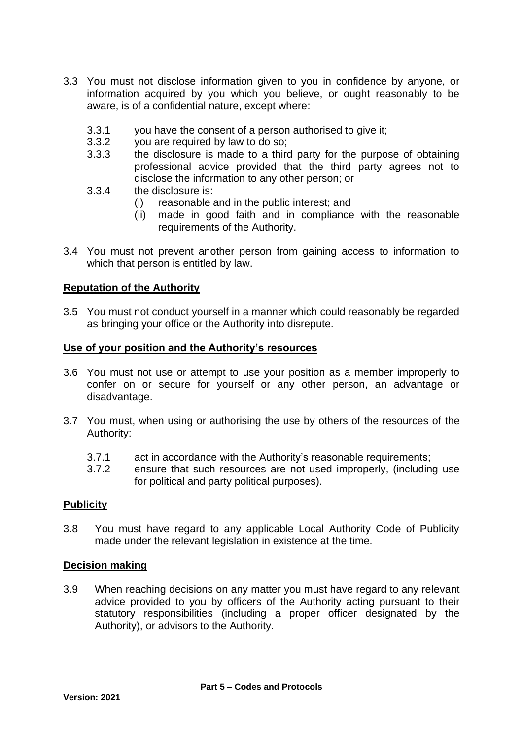3.3 You must not disclose information given to you in confidence by anyone, or information acquired by you which you believe, or ought reasonably to be aware, is of a confidential nature, except where:

- 3.3.1 you have the consent of a person authorised to give it;
- 3.3.2 you are required by law to do so;
- 3.3.3 the disclosure is made to a third party for the purpose of obtaining professional advice provided that the third party agrees not to disclose the information to any other person; or
- 3.3.4 the disclosure is:
  - (i) reasonable and in the public interest; and
  - (ii) made in good faith and in compliance with the reasonable requirements of the Authority.

3.4 You must not prevent another person from gaining access to information to which that person is entitled by law.

**Reputation of the Authority**

3.5 You must not conduct yourself in a manner which could reasonably be regarded as bringing your office or the Authority into disrepute.

**Use of your position and the Authority's resources**

3.6 You must not use or attempt to use your position as a member improperly to confer on or secure for yourself or any other person, an advantage or disadvantage.

3.7 You must, when using or authorising the use by others of the resources of the Authority:

- 3.7.1 act in accordance with the Authority's reasonable requirements;
- 3.7.2 ensure that such resources are not used improperly, (including use for political and party political purposes).

**Publicity**

3.8 You must have regard to any applicable Local Authority Code of Publicity made under the relevant legislation in existence at the time.

**Decision making**

3.9 When reaching decisions on any matter you must have regard to any relevant advice provided to you by officers of the Authority acting pursuant to their statutory responsibilities (including a proper officer designated by the Authority), or advisors to the Authority.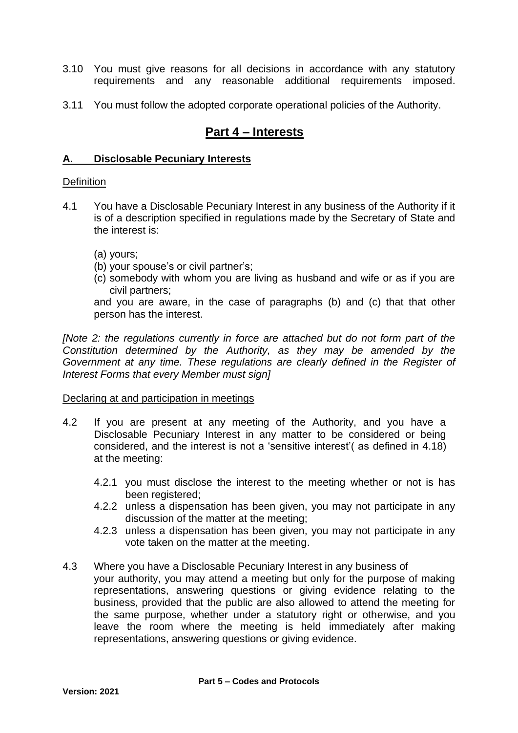3.10 You must give reasons for all decisions in accordance with any statutory requirements and any reasonable additional requirements imposed.

3.11 You must follow the adopted corporate operational policies of the Authority.

# Part 4 – Interests

## A. Disclosable Pecuniary Interests

Definition

4.1 You have a Disclosable Pecuniary Interest in any business of the Authority if it is of a description specified in regulations made by the Secretary of State and the interest is:

(a) yours;
(b) your spouse's or civil partner's;
(c) somebody with whom you are living as husband and wife or as if you are civil partners;

and you are aware, in the case of paragraphs (b) and (c) that that other person has the interest.

*[Note 2: the regulations currently in force are attached but do not form part of the Constitution determined by the Authority, as they may be amended by the Government at any time. These regulations are clearly defined in the Register of Interest Forms that every Member must sign]*

Declaring at and participation in meetings

4.2 If you are present at any meeting of the Authority, and you have a Disclosable Pecuniary Interest in any matter to be considered or being considered, and the interest is not a 'sensitive interest'( as defined in 4.18) at the meeting:

4.2.1 you must disclose the interest to the meeting whether or not is has been registered;
4.2.2 unless a dispensation has been given, you may not participate in any discussion of the matter at the meeting;
4.2.3 unless a dispensation has been given, you may not participate in any vote taken on the matter at the meeting.

4.3 Where you have a Disclosable Pecuniary Interest in any business of your authority, you may attend a meeting but only for the purpose of making representations, answering questions or giving evidence relating to the business, provided that the public are also allowed to attend the meeting for the same purpose, whether under a statutory right or otherwise, and you leave the room where the meeting is held immediately after making representations, answering questions or giving evidence.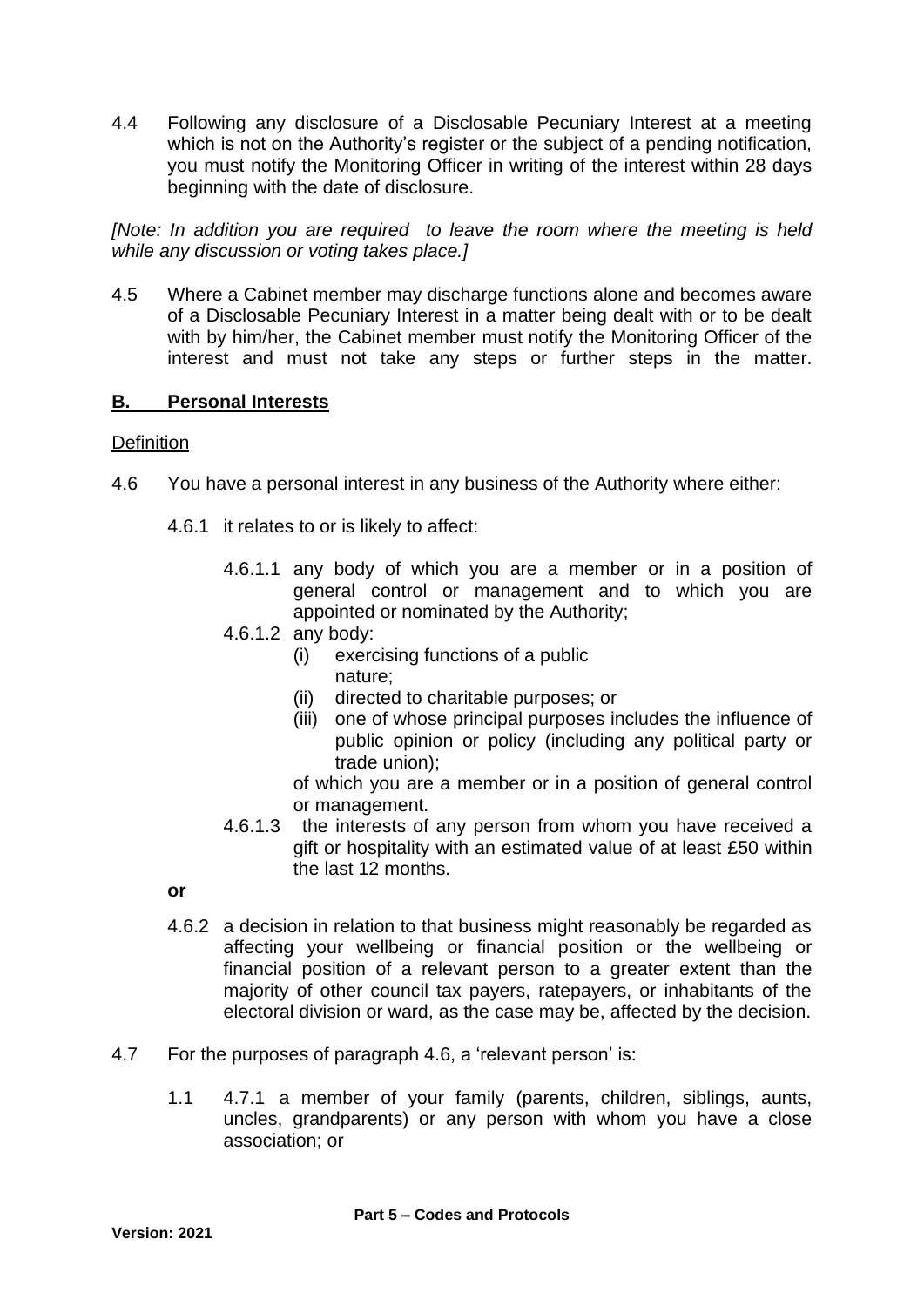4.4 Following any disclosure of a Disclosable Pecuniary Interest at a meeting which is not on the Authority's register or the subject of a pending notification, you must notify the Monitoring Officer in writing of the interest within 28 days beginning with the date of disclosure.

*[Note: In addition you are required to leave the room where the meeting is held while any discussion or voting takes place.]*

4.5 Where a Cabinet member may discharge functions alone and becomes aware of a Disclosable Pecuniary Interest in a matter being dealt with or to be dealt with by him/her, the Cabinet member must notify the Monitoring Officer of the interest and must not take any steps or further steps in the matter.

## B. Personal Interests

Definition

4.6 You have a personal interest in any business of the Authority where either:

4.6.1 it relates to or is likely to affect:

4.6.1.1 any body of which you are a member or in a position of general control or management and to which you are appointed or nominated by the Authority;

4.6.1.2 any body:

(i) exercising functions of a public nature;

(ii) directed to charitable purposes; or

(iii) one of whose principal purposes includes the influence of public opinion or policy (including any political party or trade union);

of which you are a member or in a position of general control or management.

4.6.1.3 the interests of any person from whom you have received a gift or hospitality with an estimated value of at least £50 within the last 12 months.

**or**

4.6.2 a decision in relation to that business might reasonably be regarded as affecting your wellbeing or financial position or the wellbeing or financial position of a relevant person to a greater extent than the majority of other council tax payers, ratepayers, or inhabitants of the electoral division or ward, as the case may be, affected by the decision.

4.7 For the purposes of paragraph 4.6, a 'relevant person' is:

1.1 4.7.1 a member of your family (parents, children, siblings, aunts, uncles, grandparents) or any person with whom you have a close association; or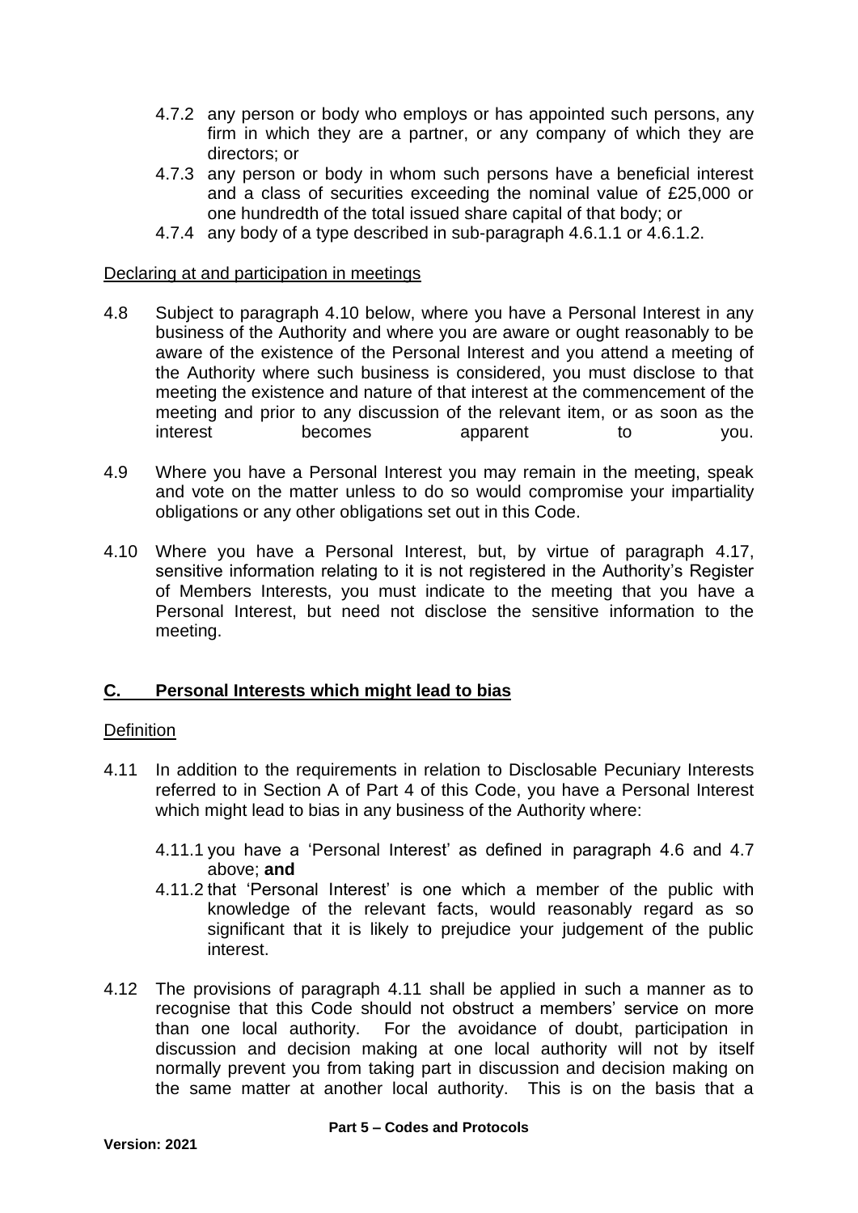4.7.2 any person or body who employs or has appointed such persons, any firm in which they are a partner, or any company of which they are directors; or

4.7.3 any person or body in whom such persons have a beneficial interest and a class of securities exceeding the nominal value of £25,000 or one hundredth of the total issued share capital of that body; or

4.7.4 any body of a type described in sub-paragraph 4.6.1.1 or 4.6.1.2.

Declaring at and participation in meetings

4.8 Subject to paragraph 4.10 below, where you have a Personal Interest in any business of the Authority and where you are aware or ought reasonably to be aware of the existence of the Personal Interest and you attend a meeting of the Authority where such business is considered, you must disclose to that meeting the existence and nature of that interest at the commencement of the meeting and prior to any discussion of the relevant item, or as soon as the interest becomes apparent to you.

4.9 Where you have a Personal Interest you may remain in the meeting, speak and vote on the matter unless to do so would compromise your impartiality obligations or any other obligations set out in this Code.

4.10 Where you have a Personal Interest, but, by virtue of paragraph 4.17, sensitive information relating to it is not registered in the Authority's Register of Members Interests, you must indicate to the meeting that you have a Personal Interest, but need not disclose the sensitive information to the meeting.

## C. Personal Interests which might lead to bias

Definition

4.11 In addition to the requirements in relation to Disclosable Pecuniary Interests referred to in Section A of Part 4 of this Code, you have a Personal Interest which might lead to bias in any business of the Authority where:

4.11.1 you have a 'Personal Interest' as defined in paragraph 4.6 and 4.7 above; **and**

4.11.2 that 'Personal Interest' is one which a member of the public with knowledge of the relevant facts, would reasonably regard as so significant that it is likely to prejudice your judgement of the public interest.

4.12 The provisions of paragraph 4.11 shall be applied in such a manner as to recognise that this Code should not obstruct a members' service on more than one local authority. For the avoidance of doubt, participation in discussion and decision making at one local authority will not by itself normally prevent you from taking part in discussion and decision making on the same matter at another local authority. This is on the basis that a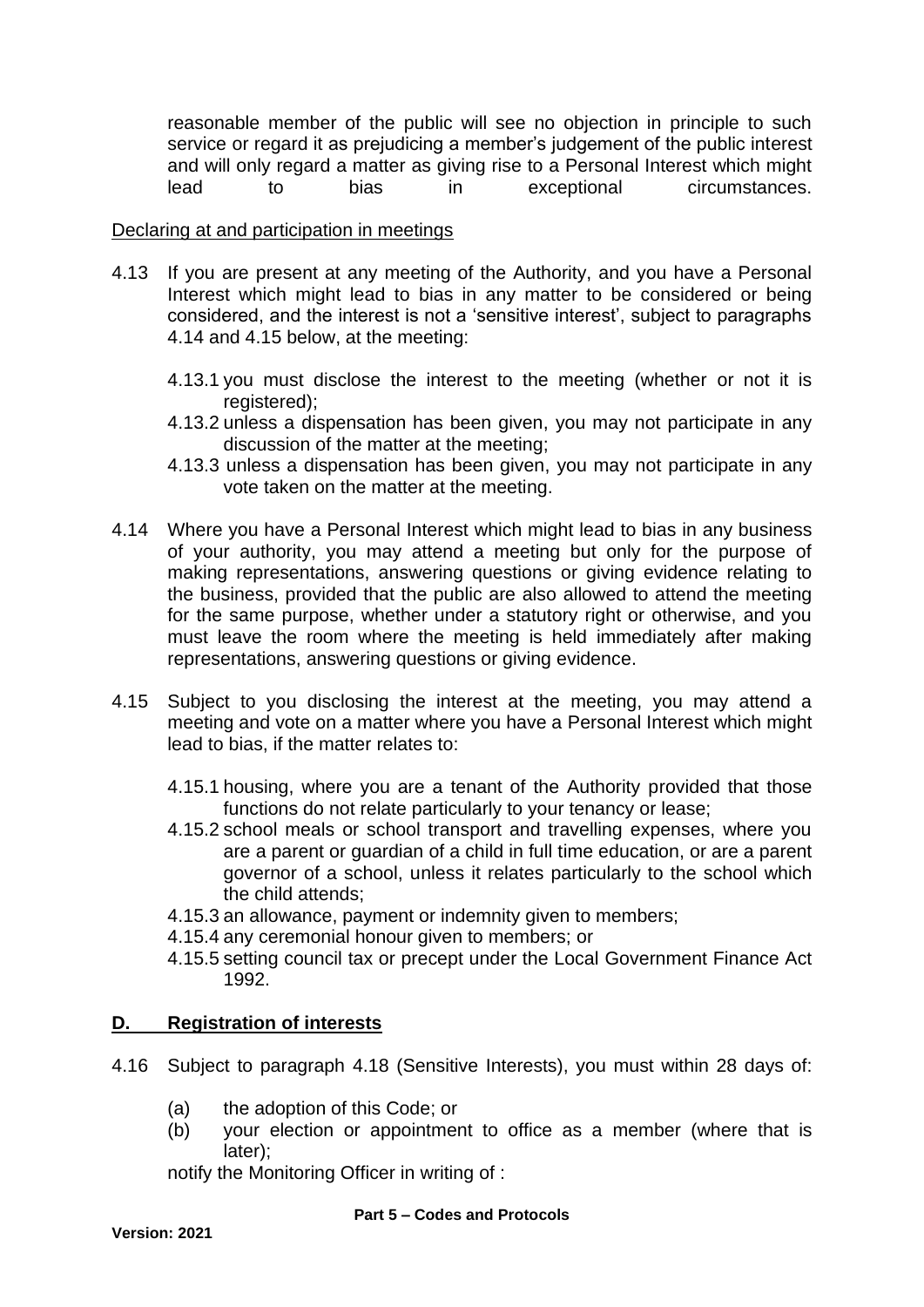reasonable member of the public will see no objection in principle to such service or regard it as prejudicing a member's judgement of the public interest and will only regard a matter as giving rise to a Personal Interest which might lead to bias in exceptional circumstances.

Declaring at and participation in meetings

4.13 If you are present at any meeting of the Authority, and you have a Personal Interest which might lead to bias in any matter to be considered or being considered, and the interest is not a 'sensitive interest', subject to paragraphs 4.14 and 4.15 below, at the meeting:

4.13.1 you must disclose the interest to the meeting (whether or not it is registered);

4.13.2 unless a dispensation has been given, you may not participate in any discussion of the matter at the meeting;

4.13.3 unless a dispensation has been given, you may not participate in any vote taken on the matter at the meeting.

4.14 Where you have a Personal Interest which might lead to bias in any business of your authority, you may attend a meeting but only for the purpose of making representations, answering questions or giving evidence relating to the business, provided that the public are also allowed to attend the meeting for the same purpose, whether under a statutory right or otherwise, and you must leave the room where the meeting is held immediately after making representations, answering questions or giving evidence.

4.15 Subject to you disclosing the interest at the meeting, you may attend a meeting and vote on a matter where you have a Personal Interest which might lead to bias, if the matter relates to:

4.15.1 housing, where you are a tenant of the Authority provided that those functions do not relate particularly to your tenancy or lease;

4.15.2 school meals or school transport and travelling expenses, where you are a parent or guardian of a child in full time education, or are a parent governor of a school, unless it relates particularly to the school which the child attends;

4.15.3 an allowance, payment or indemnity given to members;

4.15.4 any ceremonial honour given to members; or

4.15.5 setting council tax or precept under the Local Government Finance Act 1992.

## D. Registration of interests

4.16 Subject to paragraph 4.18 (Sensitive Interests), you must within 28 days of:

(a) the adoption of this Code; or

(b) your election or appointment to office as a member (where that is later);

notify the Monitoring Officer in writing of :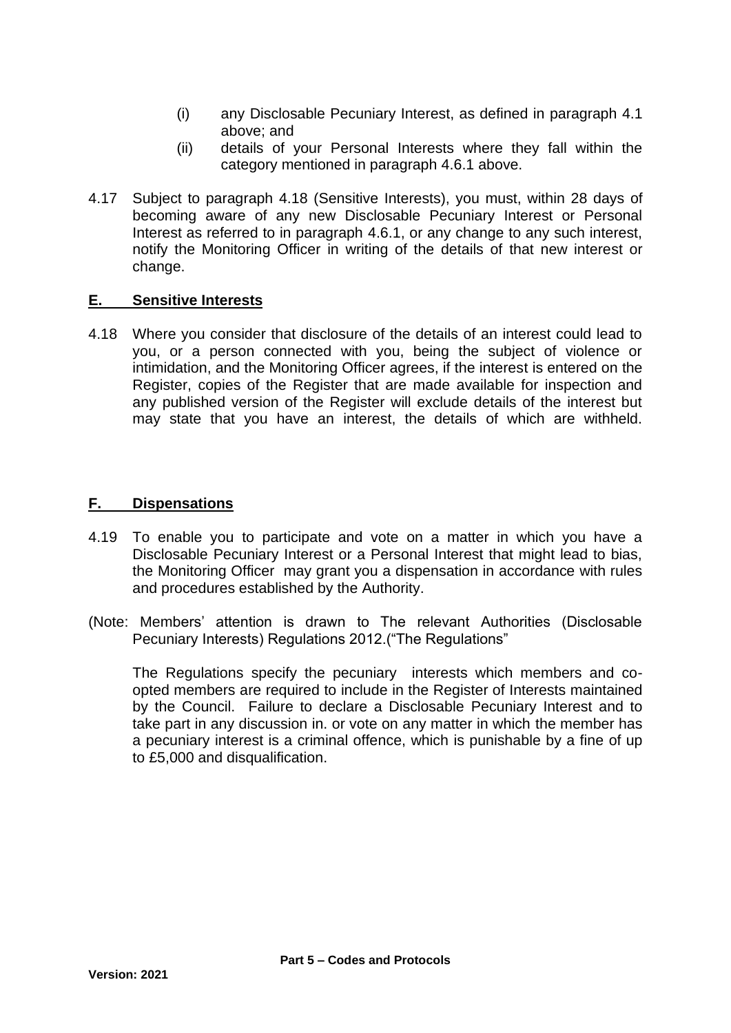(i) any Disclosable Pecuniary Interest, as defined in paragraph 4.1 above; and

(ii) details of your Personal Interests where they fall within the category mentioned in paragraph 4.6.1 above.

4.17 Subject to paragraph 4.18 (Sensitive Interests), you must, within 28 days of becoming aware of any new Disclosable Pecuniary Interest or Personal Interest as referred to in paragraph 4.6.1, or any change to any such interest, notify the Monitoring Officer in writing of the details of that new interest or change.

## E. Sensitive Interests

4.18 Where you consider that disclosure of the details of an interest could lead to you, or a person connected with you, being the subject of violence or intimidation, and the Monitoring Officer agrees, if the interest is entered on the Register, copies of the Register that are made available for inspection and any published version of the Register will exclude details of the interest but may state that you have an interest, the details of which are withheld.

## F. Dispensations

4.19 To enable you to participate and vote on a matter in which you have a Disclosable Pecuniary Interest or a Personal Interest that might lead to bias, the Monitoring Officer may grant you a dispensation in accordance with rules and procedures established by the Authority.

(Note: Members' attention is drawn to The relevant Authorities (Disclosable Pecuniary Interests) Regulations 2012.("The Regulations"

The Regulations specify the pecuniary interests which members and co-opted members are required to include in the Register of Interests maintained by the Council. Failure to declare a Disclosable Pecuniary Interest and to take part in any discussion in. or vote on any matter in which the member has a pecuniary interest is a criminal offence, which is punishable by a fine of up to £5,000 and disqualification.